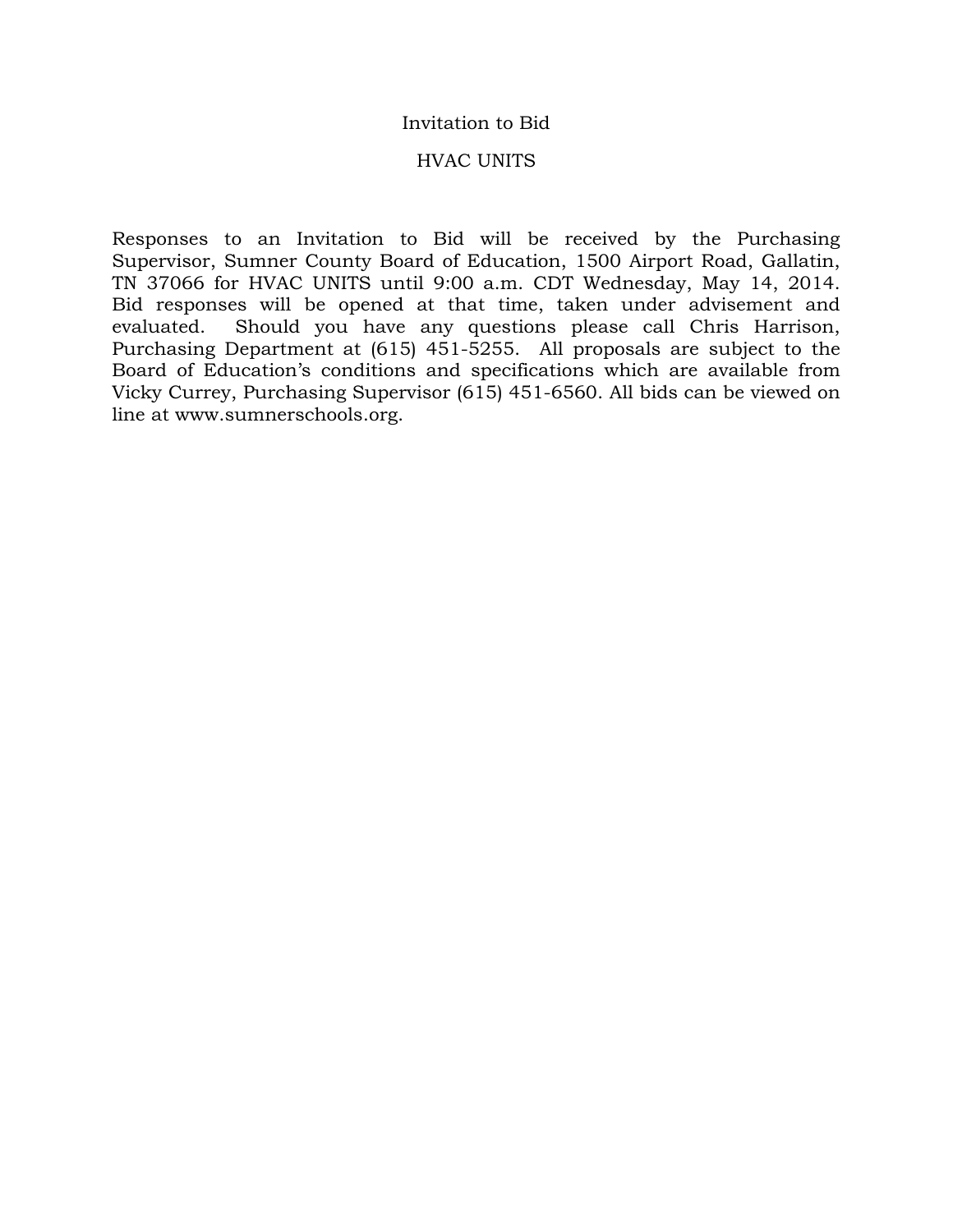# Invitation to Bid

## HVAC UNITS

Responses to an Invitation to Bid will be received by the Purchasing Supervisor, Sumner County Board of Education, 1500 Airport Road, Gallatin, TN 37066 for HVAC UNITS until 9:00 a.m. CDT Wednesday, May 14, 2014. Bid responses will be opened at that time, taken under advisement and evaluated. Should you have any questions please call Chris Harrison, Purchasing Department at (615) 451-5255. All proposals are subject to the Board of Education's conditions and specifications which are available from Vicky Currey, Purchasing Supervisor (615) 451-6560. All bids can be viewed on line at www.sumnerschools.org.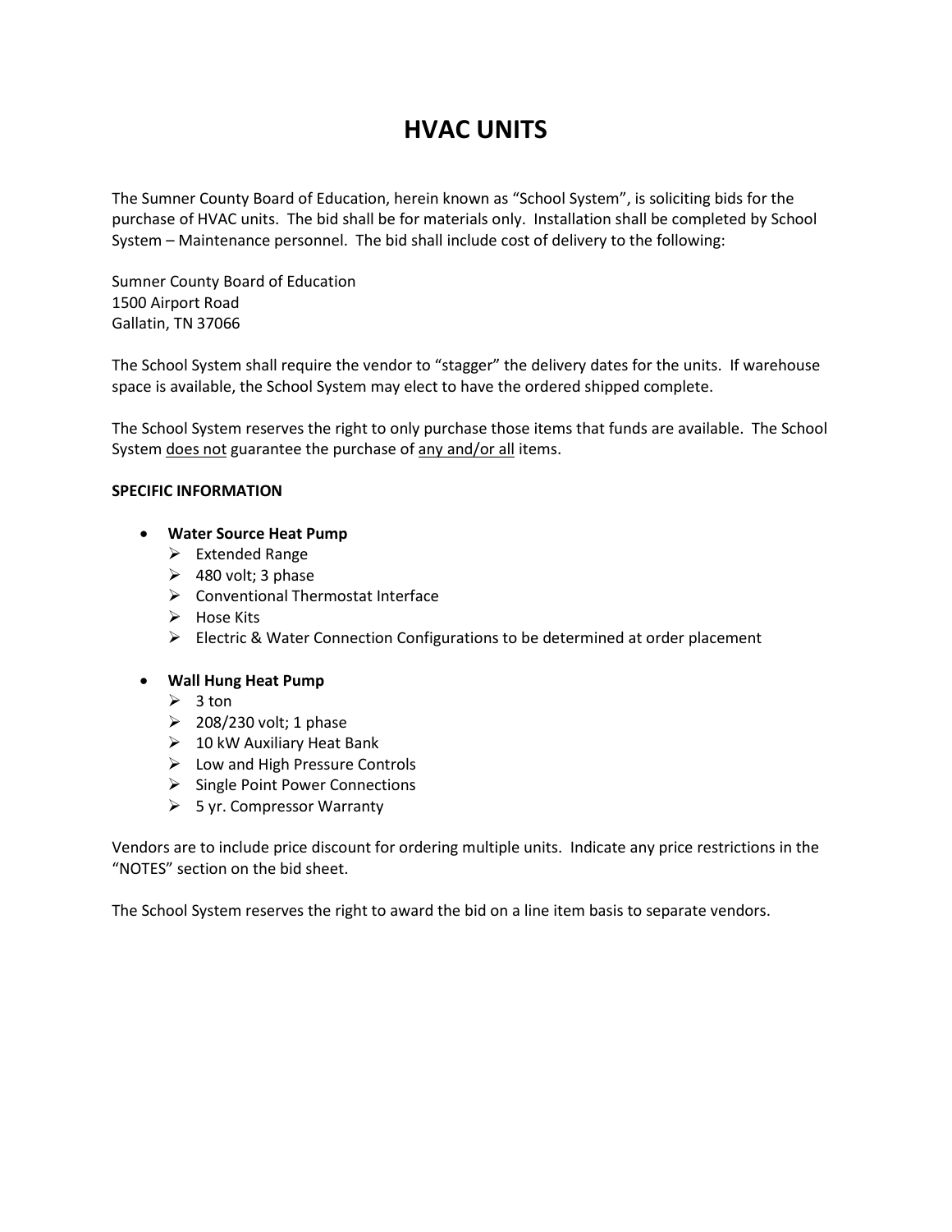# HVAC UNITS

The Sumner County Board of Education, herein known as "School System", is soliciting bids for the purchase of HVAC units. The bid shall be for materials only. Installation shall be completed by School System – Maintenance personnel. The bid shall include cost of delivery to the following:

Sumner County Board of Education
1500 Airport Road
Gallatin, TN 37066

The School System shall require the vendor to "stagger" the delivery dates for the units. If warehouse space is available, the School System may elect to have the ordered shipped complete.

The School System reserves the right to only purchase those items that funds are available. The School System <u>does not</u> guarantee the purchase of <u>any and/or all</u> items.

**SPECIFIC INFORMATION**

- **Water Source Heat Pump**
  - Extended Range
  - 480 volt; 3 phase
  - Conventional Thermostat Interface
  - Hose Kits
  - Electric & Water Connection Configurations to be determined at order placement

- **Wall Hung Heat Pump**
  - 3 ton
  - 208/230 volt; 1 phase
  - 10 kW Auxiliary Heat Bank
  - Low and High Pressure Controls
  - Single Point Power Connections
  - 5 yr. Compressor Warranty

Vendors are to include price discount for ordering multiple units. Indicate any price restrictions in the "NOTES" section on the bid sheet.

The School System reserves the right to award the bid on a line item basis to separate vendors.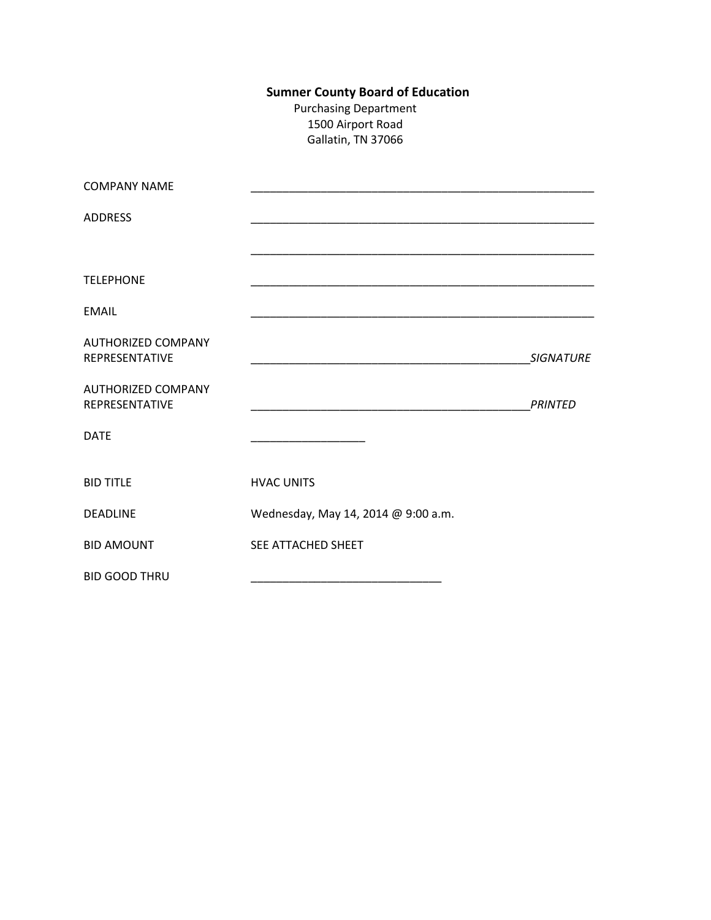**Sumner County Board of Education**
Purchasing Department
1500 Airport Road
Gallatin, TN 37066

| | |
|---|---|
| COMPANY NAME | ________________________________________________ |
| ADDRESS | ________________________________________________ |
| | ________________________________________________ |
| TELEPHONE | ________________________________________________ |
| EMAIL | ________________________________________________ |
| AUTHORIZED COMPANY REPRESENTATIVE | ________________________________________ *SIGNATURE* |
| AUTHORIZED COMPANY REPRESENTATIVE | ________________________________________ *PRINTED* |
| DATE | ________________ |
| BID TITLE | HVAC UNITS |
| DEADLINE | Wednesday, May 14, 2014 @ 9:00 a.m. |
| BID AMOUNT | SEE ATTACHED SHEET |
| BID GOOD THRU | ____________________________ |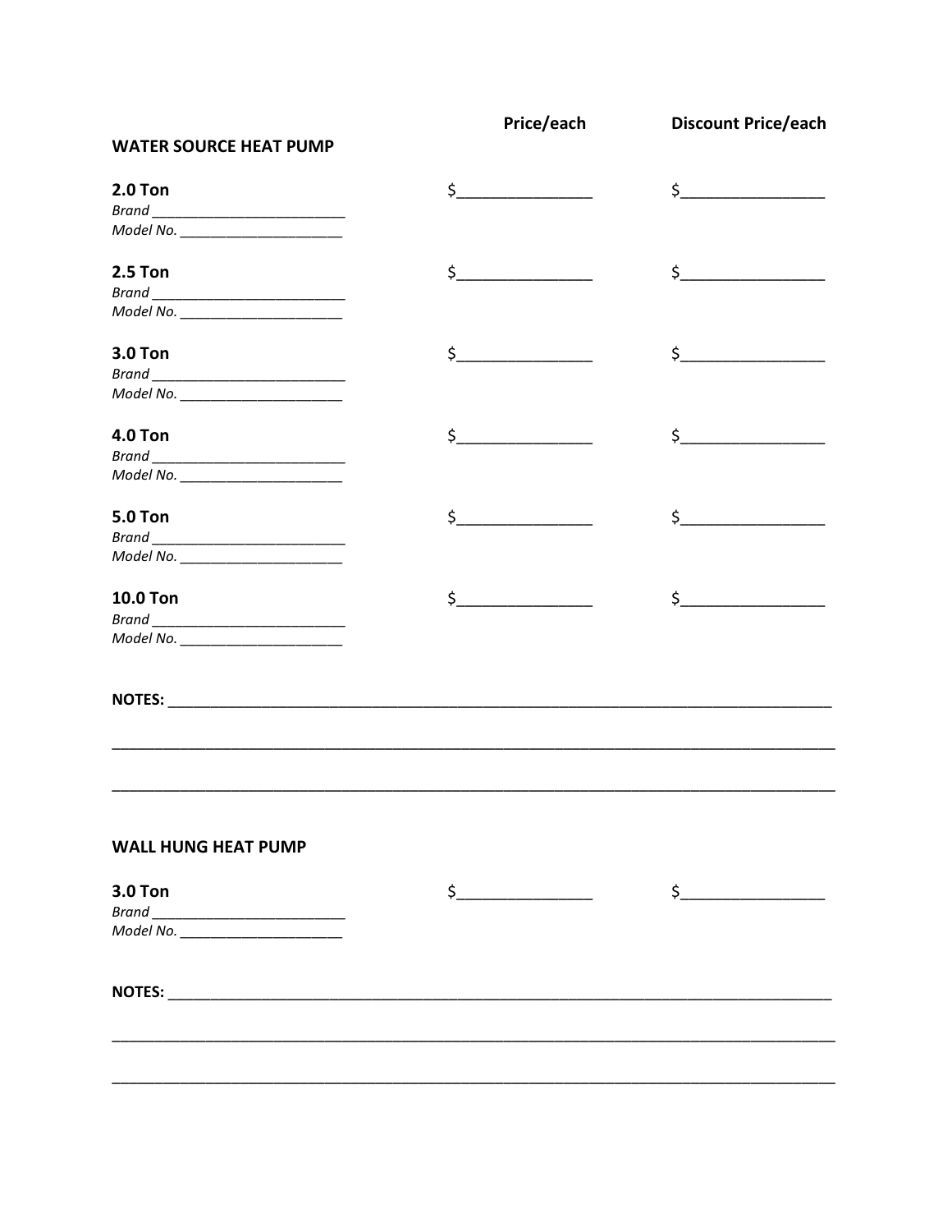| | Price/each | Discount Price/each |
|---|---|---|
| **WATER SOURCE HEAT PUMP** | | |
| **2.0 Ton**<br>*Brand* ________________________<br>*Model No.* ____________________ | $_______________ | $________________ |
| **2.5 Ton**<br>*Brand* ________________________<br>*Model No.* ____________________ | $_______________ | $________________ |
| **3.0 Ton**<br>*Brand* ________________________<br>*Model No.* ____________________ | $_______________ | $________________ |
| **4.0 Ton**<br>*Brand* ________________________<br>*Model No.* ____________________ | $_______________ | $________________ |
| **5.0 Ton**<br>*Brand* ________________________<br>*Model No.* ____________________ | $_______________ | $________________ |
| **10.0 Ton**<br>*Brand* ________________________<br>*Model No.* ____________________ | $_______________ | $________________ |

**NOTES:** ________________________________________________________________________________

__________________________________________________________________________________________

__________________________________________________________________________________________

**WALL HUNG HEAT PUMP**

| | Price/each | Discount Price/each |
|---|---|---|
| **3.0 Ton**<br>*Brand* ________________________<br>*Model No.* ____________________ | $_______________ | $________________ |

**NOTES:** ________________________________________________________________________________

__________________________________________________________________________________________

__________________________________________________________________________________________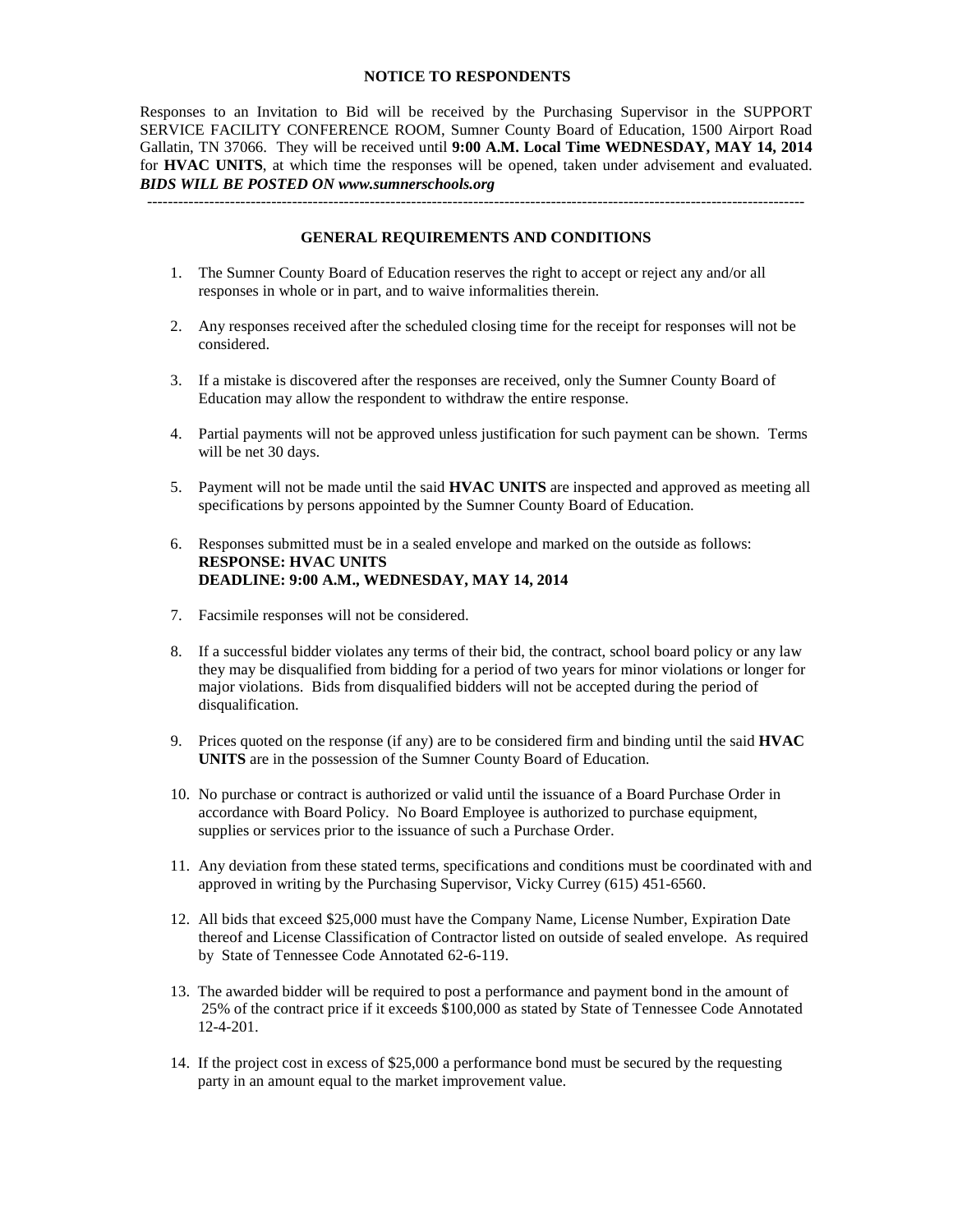# NOTICE TO RESPONDENTS

Responses to an Invitation to Bid will be received by the Purchasing Supervisor in the SUPPORT SERVICE FACILITY CONFERENCE ROOM, Sumner County Board of Education, 1500 Airport Road Gallatin, TN 37066. They will be received until **9:00 A.M. Local Time WEDNESDAY, MAY 14, 2014** for **HVAC UNITS**, at which time the responses will be opened, taken under advisement and evaluated. ***BIDS WILL BE POSTED ON www.sumnerschools.org***

---

## GENERAL REQUIREMENTS AND CONDITIONS

1. The Sumner County Board of Education reserves the right to accept or reject any and/or all responses in whole or in part, and to waive informalities therein.

2. Any responses received after the scheduled closing time for the receipt for responses will not be considered.

3. If a mistake is discovered after the responses are received, only the Sumner County Board of Education may allow the respondent to withdraw the entire response.

4. Partial payments will not be approved unless justification for such payment can be shown. Terms will be net 30 days.

5. Payment will not be made until the said **HVAC UNITS** are inspected and approved as meeting all specifications by persons appointed by the Sumner County Board of Education.

6. Responses submitted must be in a sealed envelope and marked on the outside as follows:
   **RESPONSE: HVAC UNITS**
   **DEADLINE: 9:00 A.M., WEDNESDAY, MAY 14, 2014**

7. Facsimile responses will not be considered.

8. If a successful bidder violates any terms of their bid, the contract, school board policy or any law they may be disqualified from bidding for a period of two years for minor violations or longer for major violations. Bids from disqualified bidders will not be accepted during the period of disqualification.

9. Prices quoted on the response (if any) are to be considered firm and binding until the said **HVAC UNITS** are in the possession of the Sumner County Board of Education.

10. No purchase or contract is authorized or valid until the issuance of a Board Purchase Order in accordance with Board Policy. No Board Employee is authorized to purchase equipment, supplies or services prior to the issuance of such a Purchase Order.

11. Any deviation from these stated terms, specifications and conditions must be coordinated with and approved in writing by the Purchasing Supervisor, Vicky Currey (615) 451-6560.

12. All bids that exceed $25,000 must have the Company Name, License Number, Expiration Date thereof and License Classification of Contractor listed on outside of sealed envelope. As required by State of Tennessee Code Annotated 62-6-119.

13. The awarded bidder will be required to post a performance and payment bond in the amount of 25% of the contract price if it exceeds $100,000 as stated by State of Tennessee Code Annotated 12-4-201.

14. If the project cost in excess of $25,000 a performance bond must be secured by the requesting party in an amount equal to the market improvement value.